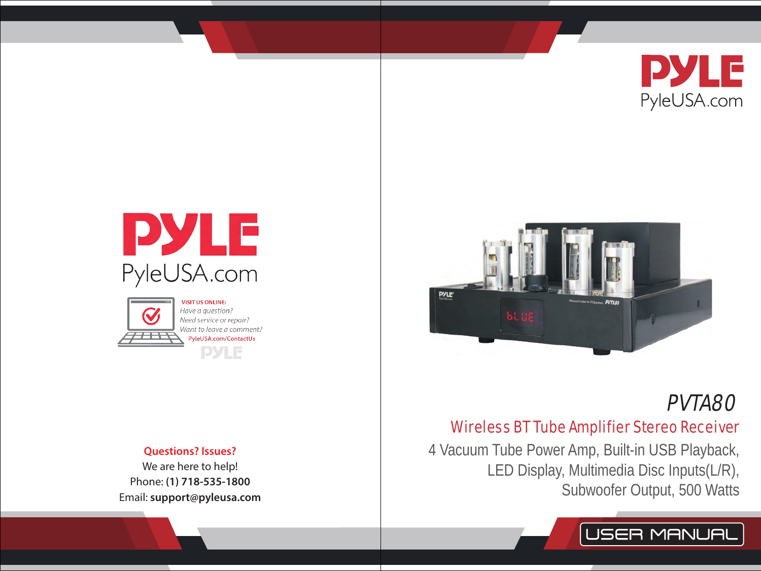**PYLE**

PyleUSA.com

VISIT US ONLINE:

*Have a question?*

*Need service or repair?*

*Want to leave a comment?*

PyleUSA.com/ContactUs

**Questions? Issues?**

We are here to help!

Phone: **(1) 718-535-1800**

Email: **support@pyleusa.com**

**PYLE**

PyleUSA.com

# *PVTA80*

## Wireless BT Tube Amplifier Stereo Receiver

4 Vacuum Tube Power Amp, Built-in USB Playback, LED Display, Multimedia Disc Inputs(L/R), Subwoofer Output, 500 Watts

**USER MANUAL**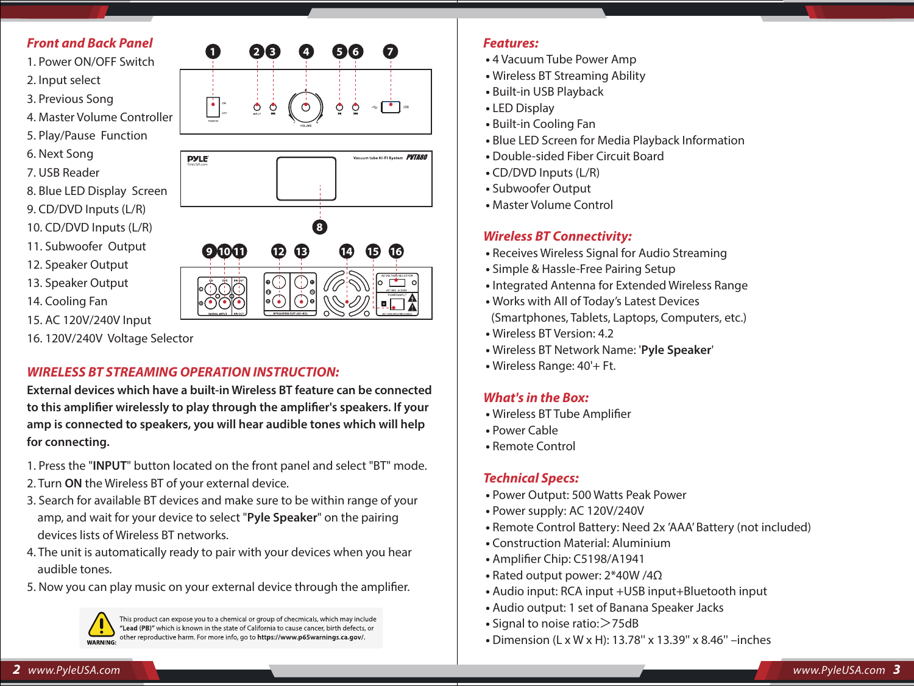## Front and Back Panel

1. Power ON/OFF Switch
2. Input select
3. Previous Song
4. Master Volume Controller
5. Play/Pause Function
6. Next Song
7. USB Reader
8. Blue LED Display Screen
9. CD/DVD Inputs (L/R)
10. CD/DVD Inputs (L/R)
11. Subwoofer Output
12. Speaker Output
13. Speaker Output
14. Cooling Fan
15. AC 120V/240V Input
16. 120V/240V Voltage Selector

## WIRELESS BT STREAMING OPERATION INSTRUCTION:

**External devices which have a built-in Wireless BT feature can be connected to this amplifier wirelessly to play through the amplifier's speakers. If your amp is connected to speakers, you will hear audible tones which will help for connecting.**

1. Press the "**INPUT**" button located on the front panel and select "BT" mode.
2. Turn **ON** the Wireless BT of your external device.
3. Search for available BT devices and make sure to be within range of your amp, and wait for your device to select "**Pyle Speaker**" on the pairing devices lists of Wireless BT networks.
4. The unit is automatically ready to pair with your devices when you hear audible tones.
5. Now you can play music on your external device through the amplifier.

WARNING: This product can expose you to a chemical or group of checmicals, which may include **"Lead (PB)"** which is known in the state of California to cause cancer, birth defects, or other reproductive harm. For more info, go to **https://www.p65warnings.ca.gov/**.

## Features:

- 4 Vacuum Tube Power Amp
- Wireless BT Streaming Ability
- Built-in USB Playback
- LED Display
- Built-in Cooling Fan
- Blue LED Screen for Media Playback Information
- Double-sided Fiber Circuit Board
- CD/DVD Inputs (L/R)
- Subwoofer Output
- Master Volume Control

## Wireless BT Connectivity:

- Receives Wireless Signal for Audio Streaming
- Simple & Hassle-Free Pairing Setup
- Integrated Antenna for Extended Wireless Range
- Works with All of Today's Latest Devices (Smartphones, Tablets, Laptops, Computers, etc.)
- Wireless BT Version: 4.2
- Wireless BT Network Name: '**Pyle Speaker**'
- Wireless Range: 40'+ Ft.

## What's in the Box:

- Wireless BT Tube Amplifier
- Power Cable
- Remote Control

## Technical Specs:

- Power Output: 500 Watts Peak Power
- Power supply: AC 120V/240V
- Remote Control Battery: Need 2x 'AAA' Battery (not included)
- Construction Material: Aluminium
- Amplifier Chip: C5198/A1941
- Rated output power: 2*40W /4Ω
- Audio input: RCA input +USB input+Bluetooth input
- Audio output: 1 set of Banana Speaker Jacks
- Signal to noise ratio: >75dB
- Dimension (L x W x H): 13.78" x 13.39" x 8.46" –inches